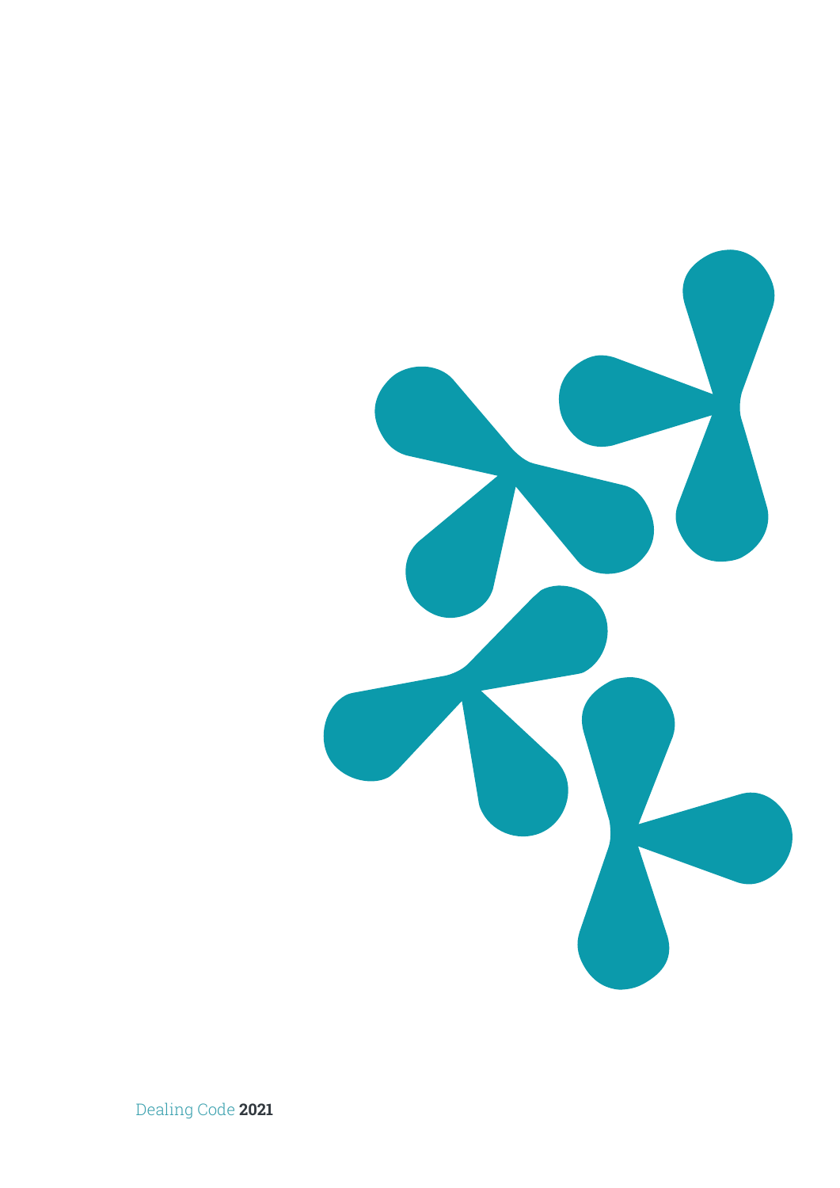Dealing Code **2021**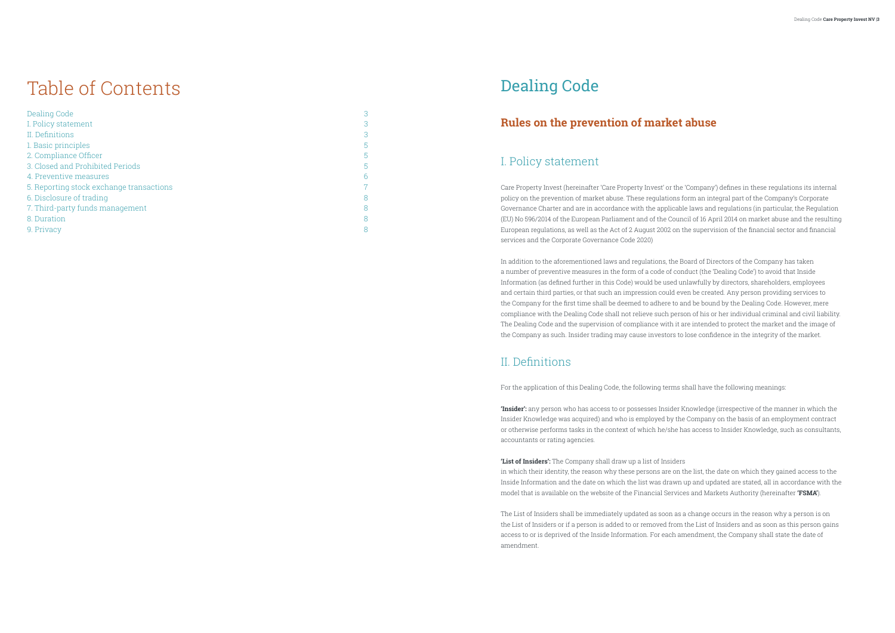# Table of Contents

| | |
|---|---|
| Dealing Code | 3 |
| I. Policy statement | 3 |
| II. Definitions | 3 |
| 1. Basic principles | 5 |
| 2. Compliance Officer | 5 |
| 3. Closed and Prohibited Periods | 5 |
| 4. Preventive measures | 6 |
| 5. Reporting stock exchange transactions | 7 |
| 6. Disclosure of trading | 8 |
| 7. Third-party funds management | 8 |
| 8. Duration | 8 |
| 9. Privacy | 8 |

# Dealing Code

## Rules on the prevention of market abuse

## I. Policy statement

Care Property Invest (hereinafter 'Care Property Invest' or the 'Company') defines in these regulations its internal policy on the prevention of market abuse. These regulations form an integral part of the Company's Corporate Governance Charter and are in accordance with the applicable laws and regulations (in particular, the Regulation (EU) No 596/2014 of the European Parliament and of the Council of 16 April 2014 on market abuse and the resulting European regulations, as well as the Act of 2 August 2002 on the supervision of the financial sector and financial services and the Corporate Governance Code 2020)

In addition to the aforementioned laws and regulations, the Board of Directors of the Company has taken a number of preventive measures in the form of a code of conduct (the 'Dealing Code') to avoid that Inside Information (as defined further in this Code) would be used unlawfully by directors, shareholders, employees and certain third parties, or that such an impression could even be created. Any person providing services to the Company for the first time shall be deemed to adhere to and be bound by the Dealing Code. However, mere compliance with the Dealing Code shall not relieve such person of his or her individual criminal and civil liability. The Dealing Code and the supervision of compliance with it are intended to protect the market and the image of the Company as such. Insider trading may cause investors to lose confidence in the integrity of the market.

## II. Definitions

For the application of this Dealing Code, the following terms shall have the following meanings:

**'Insider':** any person who has access to or possesses Insider Knowledge (irrespective of the manner in which the Insider Knowledge was acquired) and who is employed by the Company on the basis of an employment contract or otherwise performs tasks in the context of which he/she has access to Insider Knowledge, such as consultants, accountants or rating agencies.

**'List of Insiders':** The Company shall draw up a list of Insiders in which their identity, the reason why these persons are on the list, the date on which they gained access to the Inside Information and the date on which the list was drawn up and updated are stated, all in accordance with the model that is available on the website of the Financial Services and Markets Authority (hereinafter **'FSMA'**).

The List of Insiders shall be immediately updated as soon as a change occurs in the reason why a person is on the List of Insiders or if a person is added to or removed from the List of Insiders and as soon as this person gains access to or is deprived of the Inside Information. For each amendment, the Company shall state the date of amendment.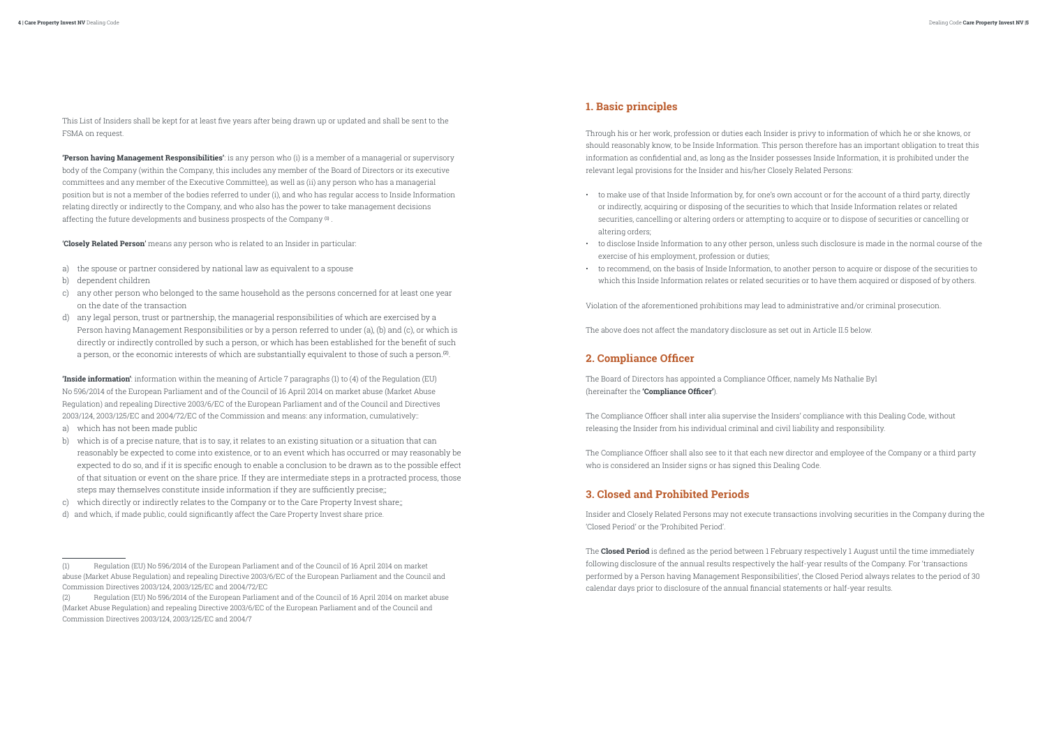This List of Insiders shall be kept for at least five years after being drawn up or updated and shall be sent to the FSMA on request.

**'Person having Management Responsibilities'**: is any person who (i) is a member of a managerial or supervisory body of the Company (within the Company, this includes any member of the Board of Directors or its executive committees and any member of the Executive Committee), as well as (ii) any person who has a managerial position but is not a member of the bodies referred to under (i), and who has regular access to Inside Information relating directly or indirectly to the Company, and who also has the power to take management decisions affecting the future developments and business prospects of the Company [1] .

**'Closely Related Person'** means any person who is related to an Insider in particular:

a) the spouse or partner considered by national law as equivalent to a spouse
b) dependent children
c) any other person who belonged to the same household as the persons concerned for at least one year on the date of the transaction
d) any legal person, trust or partnership, the managerial responsibilities of which are exercised by a Person having Management Responsibilities or by a person referred to under (a), (b) and (c), or which is directly or indirectly controlled by such a person, or which has been established for the benefit of such a person, or the economic interests of which are substantially equivalent to those of such a person.[2].

**'Inside information'**: information within the meaning of Article 7 paragraphs (1) to (4) of the Regulation (EU) No 596/2014 of the European Parliament and of the Council of 16 April 2014 on market abuse (Market Abuse Regulation) and repealing Directive 2003/6/EC of the European Parliament and of the Council and Directives 2003/124, 2003/125/EC and 2004/72/EC of the Commission and means: any information, cumulatively::

a) which has not been made public
b) which is of a precise nature, that is to say, it relates to an existing situation or a situation that can reasonably be expected to come into existence, or to an event which has occurred or may reasonably be expected to do so, and if it is specific enough to enable a conclusion to be drawn as to the possible effect of that situation or event on the share price. If they are intermediate steps in a protracted process, those steps may themselves constitute inside information if they are sufficiently precise;;
c) which directly or indirectly relates to the Company or to the Care Property Invest share;;
d) and which, if made public, could significantly affect the Care Property Invest share price.

(1) Regulation (EU) No 596/2014 of the European Parliament and of the Council of 16 April 2014 on market abuse (Market Abuse Regulation) and repealing Directive 2003/6/EC of the European Parliament and the Council and Commission Directives 2003/124, 2003/125/EC and 2004/72/EC

(2) Regulation (EU) No 596/2014 of the European Parliament and of the Council of 16 April 2014 on market abuse (Market Abuse Regulation) and repealing Directive 2003/6/EC of the European Parliament and of the Council and Commission Directives 2003/124, 2003/125/EC and 2004/7

## 1. Basic principles

Through his or her work, profession or duties each Insider is privy to information of which he or she knows, or should reasonably know, to be Inside Information. This person therefore has an important obligation to treat this information as confidential and, as long as the Insider possesses Inside Information, it is prohibited under the relevant legal provisions for the Insider and his/her Closely Related Persons:

- to make use of that Inside Information by, for one's own account or for the account of a third party, directly or indirectly, acquiring or disposing of the securities to which that Inside Information relates or related securities, cancelling or altering orders or attempting to acquire or to dispose of securities or cancelling or altering orders;
- to disclose Inside Information to any other person, unless such disclosure is made in the normal course of the exercise of his employment, profession or duties;
- to recommend, on the basis of Inside Information, to another person to acquire or dispose of the securities to which this Inside Information relates or related securities or to have them acquired or disposed of by others.

Violation of the aforementioned prohibitions may lead to administrative and/or criminal prosecution.

The above does not affect the mandatory disclosure as set out in Article II.5 below.

## 2. Compliance Officer

The Board of Directors has appointed a Compliance Officer, namely Ms Nathalie Byl (hereinafter the **'Compliance Officer'**).

The Compliance Officer shall inter alia supervise the Insiders' compliance with this Dealing Code, without releasing the Insider from his individual criminal and civil liability and responsibility.

The Compliance Officer shall also see to it that each new director and employee of the Company or a third party who is considered an Insider signs or has signed this Dealing Code.

## 3. Closed and Prohibited Periods

Insider and Closely Related Persons may not execute transactions involving securities in the Company during the 'Closed Period' or the 'Prohibited Period'.

The **Closed Period** is defined as the period between 1 February respectively 1 August until the time immediately following disclosure of the annual results respectively the half-year results of the Company. For 'transactions performed by a Person having Management Responsibilities', the Closed Period always relates to the period of 30 calendar days prior to disclosure of the annual financial statements or half-year results.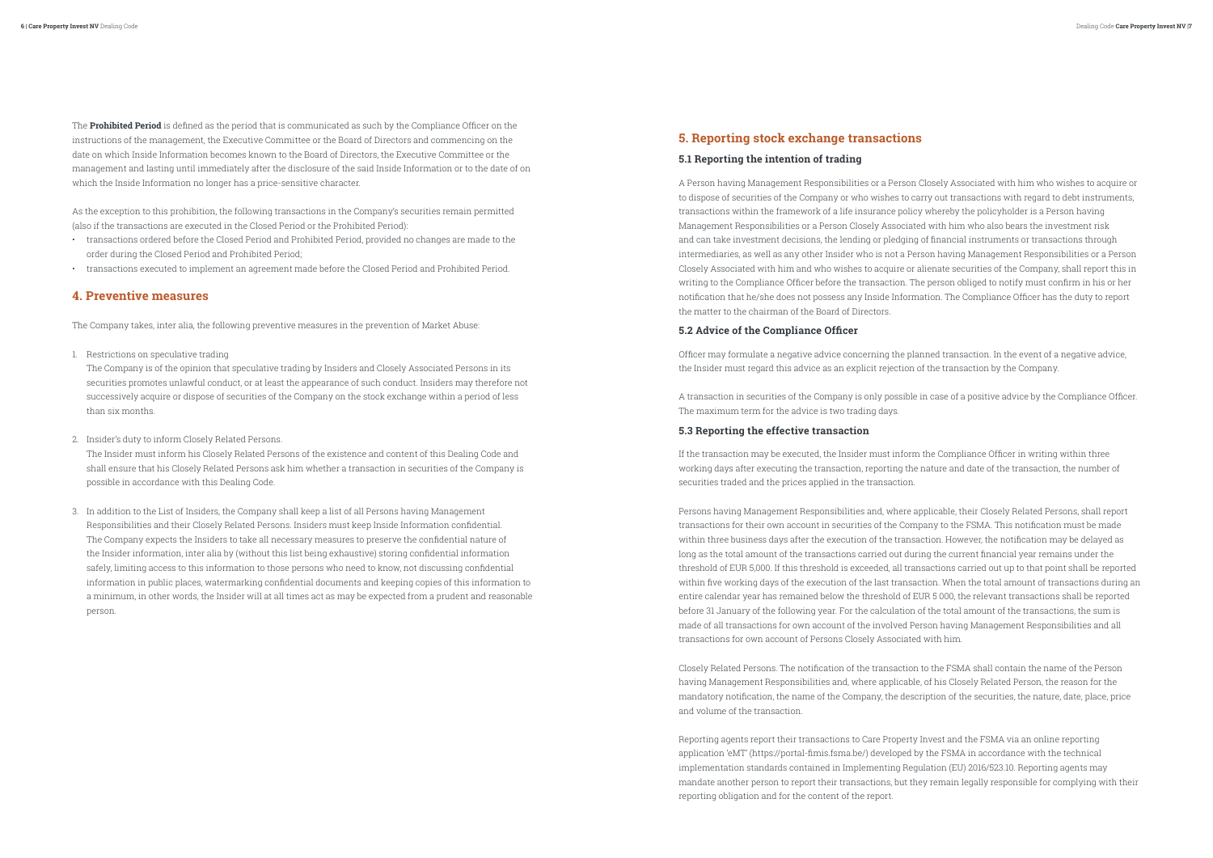The **Prohibited Period** is defined as the period that is communicated as such by the Compliance Officer on the instructions of the management, the Executive Committee or the Board of Directors and commencing on the date on which Inside Information becomes known to the Board of Directors, the Executive Committee or the management and lasting until immediately after the disclosure of the said Inside Information or to the date of on which the Inside Information no longer has a price-sensitive character.

As the exception to this prohibition, the following transactions in the Company's securities remain permitted (also if the transactions are executed in the Closed Period or the Prohibited Period):

- transactions ordered before the Closed Period and Prohibited Period, provided no changes are made to the order during the Closed Period and Prohibited Period;
- transactions executed to implement an agreement made before the Closed Period and Prohibited Period.

## 4. Preventive measures

The Company takes, inter alia, the following preventive measures in the prevention of Market Abuse:

1. Restrictions on speculative trading
   The Company is of the opinion that speculative trading by Insiders and Closely Associated Persons in its securities promotes unlawful conduct, or at least the appearance of such conduct. Insiders may therefore not successively acquire or dispose of securities of the Company on the stock exchange within a period of less than six months.

2. Insider's duty to inform Closely Related Persons.
   The Insider must inform his Closely Related Persons of the existence and content of this Dealing Code and shall ensure that his Closely Related Persons ask him whether a transaction in securities of the Company is possible in accordance with this Dealing Code.

3. In addition to the List of Insiders, the Company shall keep a list of all Persons having Management Responsibilities and their Closely Related Persons. Insiders must keep Inside Information confidential. The Company expects the Insiders to take all necessary measures to preserve the confidential nature of the Insider information, inter alia by (without this list being exhaustive) storing confidential information safely, limiting access to this information to those persons who need to know, not discussing confidential information in public places, watermarking confidential documents and keeping copies of this information to a minimum, in other words, the Insider will at all times act as may be expected from a prudent and reasonable person.

## 5. Reporting stock exchange transactions

### 5.1 Reporting the intention of trading

A Person having Management Responsibilities or a Person Closely Associated with him who wishes to acquire or to dispose of securities of the Company or who wishes to carry out transactions with regard to debt instruments, transactions within the framework of a life insurance policy whereby the policyholder is a Person having Management Responsibilities or a Person Closely Associated with him who also bears the investment risk and can take investment decisions, the lending or pledging of financial instruments or transactions through intermediaries, as well as any other Insider who is not a Person having Management Responsibilities or a Person Closely Associated with him and who wishes to acquire or alienate securities of the Company, shall report this in writing to the Compliance Officer before the transaction. The person obliged to notify must confirm in his or her notification that he/she does not possess any Inside Information. The Compliance Officer has the duty to report the matter to the chairman of the Board of Directors.

### 5.2 Advice of the Compliance Officer

Officer may formulate a negative advice concerning the planned transaction. In the event of a negative advice, the Insider must regard this advice as an explicit rejection of the transaction by the Company.

A transaction in securities of the Company is only possible in case of a positive advice by the Compliance Officer. The maximum term for the advice is two trading days.

### 5.3 Reporting the effective transaction

If the transaction may be executed, the Insider must inform the Compliance Officer in writing within three working days after executing the transaction, reporting the nature and date of the transaction, the number of securities traded and the prices applied in the transaction.

Persons having Management Responsibilities and, where applicable, their Closely Related Persons, shall report transactions for their own account in securities of the Company to the FSMA. This notification must be made within three business days after the execution of the transaction. However, the notification may be delayed as long as the total amount of the transactions carried out during the current financial year remains under the threshold of EUR 5,000. If this threshold is exceeded, all transactions carried out up to that point shall be reported within five working days of the execution of the last transaction. When the total amount of transactions during an entire calendar year has remained below the threshold of EUR 5 000, the relevant transactions shall be reported before 31 January of the following year. For the calculation of the total amount of the transactions, the sum is made of all transactions for own account of the involved Person having Management Responsibilities and all transactions for own account of Persons Closely Associated with him.

Closely Related Persons. The notification of the transaction to the FSMA shall contain the name of the Person having Management Responsibilities and, where applicable, of his Closely Related Person, the reason for the mandatory notification, the name of the Company, the description of the securities, the nature, date, place, price and volume of the transaction.

Reporting agents report their transactions to Care Property Invest and the FSMA via an online reporting application 'eMT' (https://portal-fimis.fsma.be/) developed by the FSMA in accordance with the technical implementation standards contained in Implementing Regulation (EU) 2016/523.10. Reporting agents may mandate another person to report their transactions, but they remain legally responsible for complying with their reporting obligation and for the content of the report.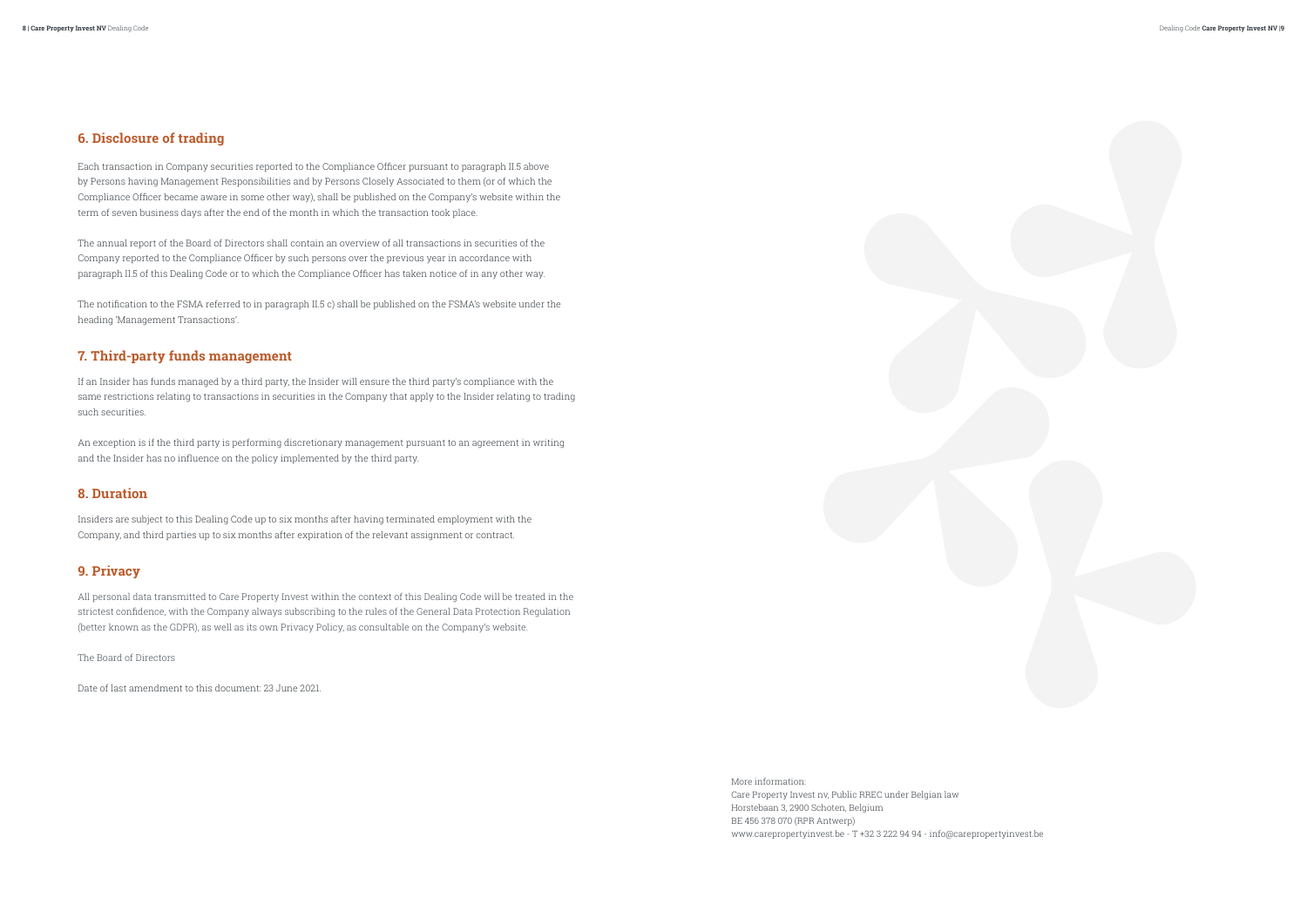## 6. Disclosure of trading

Each transaction in Company securities reported to the Compliance Officer pursuant to paragraph II.5 above by Persons having Management Responsibilities and by Persons Closely Associated to them (or of which the Compliance Officer became aware in some other way), shall be published on the Company's website within the term of seven business days after the end of the month in which the transaction took place.

The annual report of the Board of Directors shall contain an overview of all transactions in securities of the Company reported to the Compliance Officer by such persons over the previous year in accordance with paragraph II.5 of this Dealing Code or to which the Compliance Officer has taken notice of in any other way.

The notification to the FSMA referred to in paragraph II.5 c) shall be published on the FSMA's website under the heading 'Management Transactions'.

## 7. Third-party funds management

If an Insider has funds managed by a third party, the Insider will ensure the third party's compliance with the same restrictions relating to transactions in securities in the Company that apply to the Insider relating to trading such securities.

An exception is if the third party is performing discretionary management pursuant to an agreement in writing and the Insider has no influence on the policy implemented by the third party.

## 8. Duration

Insiders are subject to this Dealing Code up to six months after having terminated employment with the Company, and third parties up to six months after expiration of the relevant assignment or contract.

## 9. Privacy

All personal data transmitted to Care Property Invest within the context of this Dealing Code will be treated in the strictest confidence, with the Company always subscribing to the rules of the General Data Protection Regulation (better known as the GDPR), as well as its own Privacy Policy, as consultable on the Company's website.

The Board of Directors

Date of last amendment to this document: 23 June 2021.

More information:
Care Property Invest nv, Public RREC under Belgian law
Horstebaan 3, 2900 Schoten, Belgium
BE 456 378 070 (RPR Antwerp)
www.carepropertyinvest.be - T +32 3 222 94 94 - info@carepropertyinvest.be